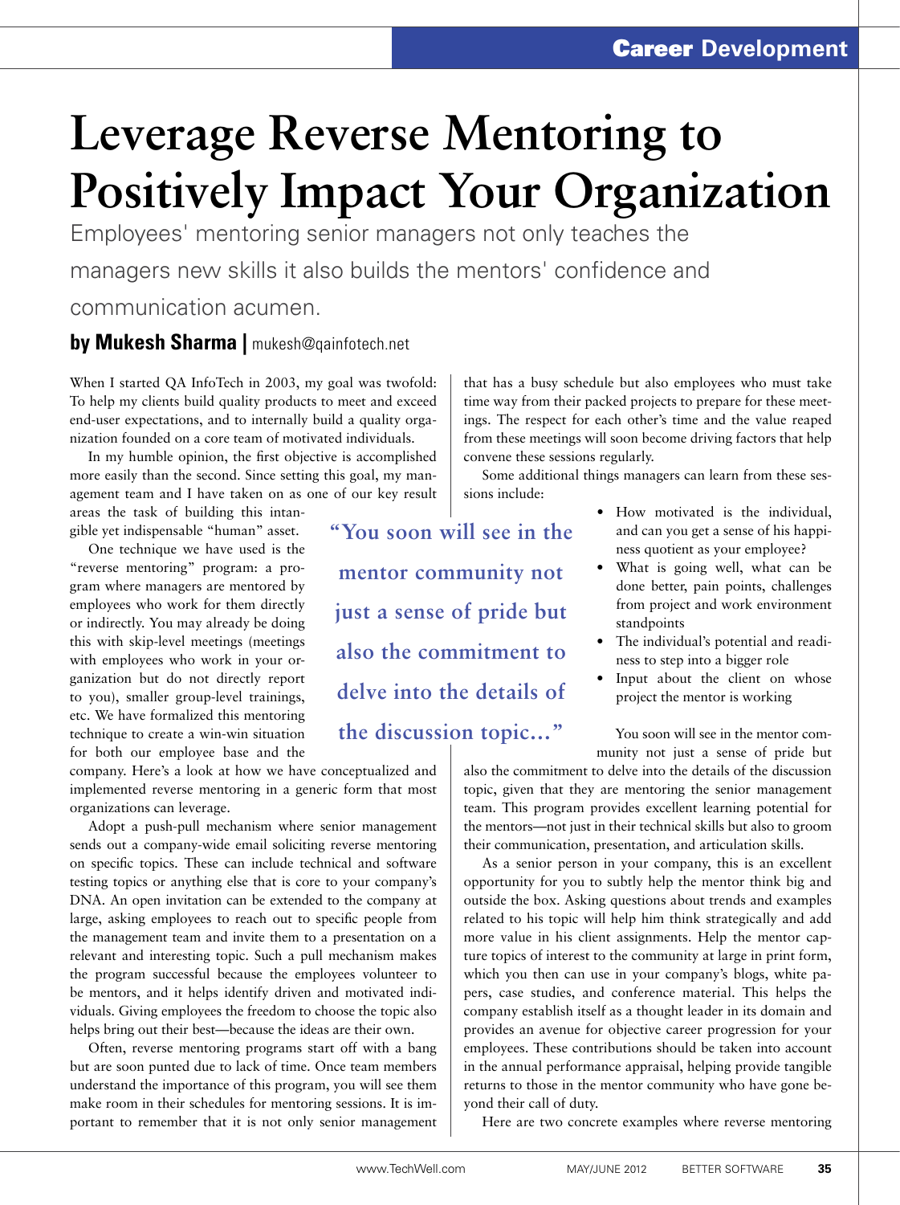Career Development

# Leverage Reverse Mentoring to Positively Impact Your Organization

Employees' mentoring senior managers not only teaches the managers new skills it also builds the mentors' confidence and communication acumen.

**by Mukesh Sharma |** mukesh@qainfotech.net

When I started QA InfoTech in 2003, my goal was twofold: To help my clients build quality products to meet and exceed end-user expectations, and to internally build a quality organization founded on a core team of motivated individuals.

In my humble opinion, the first objective is accomplished more easily than the second. Since setting this goal, my management team and I have taken on as one of our key result areas the task of building this intangible yet indispensable "human" asset.

One technique we have used is the "reverse mentoring" program: a program where managers are mentored by employees who work for them directly or indirectly. You may already be doing this with skip-level meetings (meetings with employees who work in your organization but do not directly report to you), smaller group-level trainings, etc. We have formalized this mentoring technique to create a win-win situation for both our employee base and the company. Here's a look at how we have conceptualized and implemented reverse mentoring in a generic form that most organizations can leverage.

Adopt a push-pull mechanism where senior management sends out a company-wide email soliciting reverse mentoring on specific topics. These can include technical and software testing topics or anything else that is core to your company's DNA. An open invitation can be extended to the company at large, asking employees to reach out to specific people from the management team and invite them to a presentation on a relevant and interesting topic. Such a pull mechanism makes the program successful because the employees volunteer to be mentors, and it helps identify driven and motivated individuals. Giving employees the freedom to choose the topic also helps bring out their best—because the ideas are their own.

Often, reverse mentoring programs start off with a bang but are soon punted due to lack of time. Once team members understand the importance of this program, you will see them make room in their schedules for mentoring sessions. It is important to remember that it is not only senior management that has a busy schedule but also employees who must take time way from their packed projects to prepare for these meetings. The respect for each other's time and the value reaped from these meetings will soon become driving factors that help convene these sessions regularly.

Some additional things managers can learn from these sessions include:

- How motivated is the individual, and can you get a sense of his happiness quotient as your employee?
- What is going well, what can be done better, pain points, challenges from project and work environment standpoints
- The individual's potential and readiness to step into a bigger role
- Input about the client on whose project the mentor is working

> "You soon will see in the mentor community not just a sense of pride but also the commitment to delve into the details of the discussion topic..."

You soon will see in the mentor community not just a sense of pride but also the commitment to delve into the details of the discussion topic, given that they are mentoring the senior management team. This program provides excellent learning potential for the mentors—not just in their technical skills but also to groom their communication, presentation, and articulation skills.

As a senior person in your company, this is an excellent opportunity for you to subtly help the mentor think big and outside the box. Asking questions about trends and examples related to his topic will help him think strategically and add more value in his client assignments. Help the mentor capture topics of interest to the community at large in print form, which you then can use in your company's blogs, white papers, case studies, and conference material. This helps the company establish itself as a thought leader in its domain and provides an avenue for objective career progression for your employees. These contributions should be taken into account in the annual performance appraisal, helping provide tangible returns to those in the mentor community who have gone beyond their call of duty.

Here are two concrete examples where reverse mentoring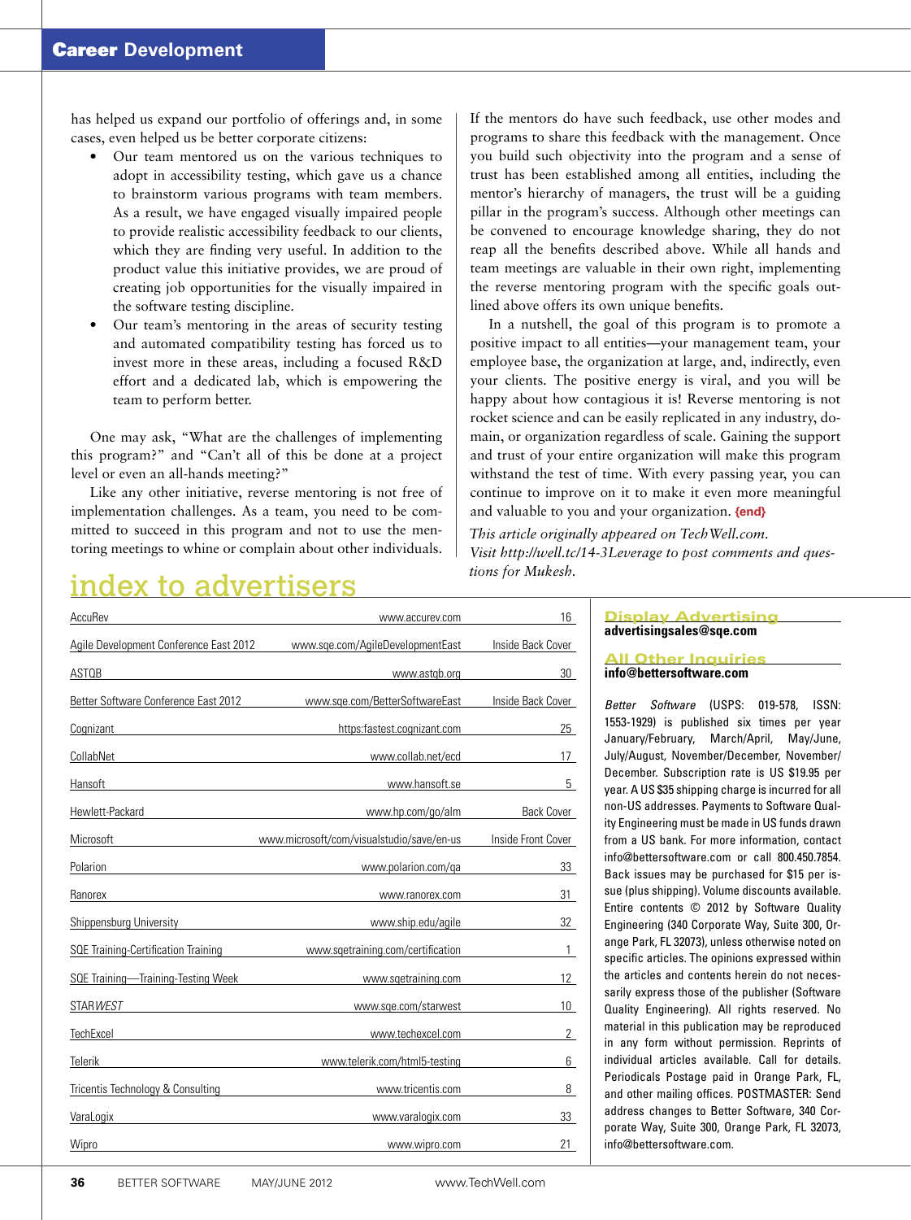has helped us expand our portfolio of offerings and, in some cases, even helped us be better corporate citizens:

- Our team mentored us on the various techniques to adopt in accessibility testing, which gave us a chance to brainstorm various programs with team members. As a result, we have engaged visually impaired people to provide realistic accessibility feedback to our clients, which they are finding very useful. In addition to the product value this initiative provides, we are proud of creating job opportunities for the visually impaired in the software testing discipline.
- Our team's mentoring in the areas of security testing and automated compatibility testing has forced us to invest more in these areas, including a focused R&D effort and a dedicated lab, which is empowering the team to perform better.

One may ask, "What are the challenges of implementing this program?" and "Can't all of this be done at a project level or even an all-hands meeting?"

Like any other initiative, reverse mentoring is not free of implementation challenges. As a team, you need to be committed to succeed in this program and not to use the mentoring meetings to whine or complain about other individuals. If the mentors do have such feedback, use other modes and programs to share this feedback with the management. Once you build such objectivity into the program and a sense of trust has been established among all entities, including the mentor's hierarchy of managers, the trust will be a guiding pillar in the program's success. Although other meetings can be convened to encourage knowledge sharing, they do not reap all the benefits described above. While all hands and team meetings are valuable in their own right, implementing the reverse mentoring program with the specific goals outlined above offers its own unique benefits.

In a nutshell, the goal of this program is to promote a positive impact to all entities—your management team, your employee base, the organization at large, and, indirectly, even your clients. The positive energy is viral, and you will be happy about how contagious it is! Reverse mentoring is not rocket science and can be easily replicated in any industry, domain, or organization regardless of scale. Gaining the support and trust of your entire organization will make this program withstand the test of time. With every passing year, you can continue to improve on it to make it even more meaningful and valuable to you and your organization. **{end}**

*This article originally appeared on TechWell.com. Visit http://well.tc/14-3Leverage to post comments and questions for Mukesh.*

## index to advertisers

| | | |
|---|---|---|
| AccuRev | www.accurev.com | 16 |
| Agile Development Conference East 2012 | www.sqe.com/AgileDevelopmentEast | Inside Back Cover |
| ASTQB | www.astqb.org | 30 |
| Better Software Conference East 2012 | www.sqe.com/BetterSoftwareEast | Inside Back Cover |
| Cognizant | https:fastest.cognizant.com | 25 |
| CollabNet | www.collab.net/ecd | 17 |
| Hansoft | www.hansoft.se | 5 |
| Hewlett-Packard | www.hp.com/go/alm | Back Cover |
| Microsoft | www.microsoft/com/visualstudio/save/en-us | Inside Front Cover |
| Polarion | www.polarion.com/qa | 33 |
| Ranorex | www.ranorex.com | 31 |
| Shippensburg University | www.ship.edu/agile | 32 |
| SQE Training-Certification Training | www.sqetraining.com/certification | 1 |
| SQE Training—Training-Testing Week | www.sqetraining.com | 12 |
| STAR*WEST* | www.sqe.com/starwest | 10 |
| TechExcel | www.techexcel.com | 2 |
| Telerik | www.telerik.com/html5-testing | 6 |
| Tricentis Technology & Consulting | www.tricentis.com | 8 |
| VaraLogix | www.varalogix.com | 33 |
| Wipro | www.wipro.com | 21 |

**Display Advertising**
**advertisingsales@sqe.com**

**All Other Inquiries**
**info@bettersoftware.com**

*Better Software* (USPS: 019-578, ISSN: 1553-1929) is published six times per year January/February, March/April, May/June, July/August, November/December, November/December. Subscription rate is US $19.95 per year. A US $35 shipping charge is incurred for all non-US addresses. Payments to Software Quality Engineering must be made in US funds drawn from a US bank. For more information, contact info@bettersoftware.com or call 800.450.7854. Back issues may be purchased for $15 per issue (plus shipping). Volume discounts available. Entire contents © 2012 by Software Quality Engineering (340 Corporate Way, Suite 300, Orange Park, FL 32073), unless otherwise noted on specific articles. The opinions expressed within the articles and contents herein do not necessarily express those of the publisher (Software Quality Engineering). All rights reserved. No material in this publication may be reproduced in any form without permission. Reprints of individual articles available. Call for details. Periodicals Postage paid in Orange Park, FL, and other mailing offices. POSTMASTER: Send address changes to Better Software, 340 Corporate Way, Suite 300, Orange Park, FL 32073, info@bettersoftware.com.